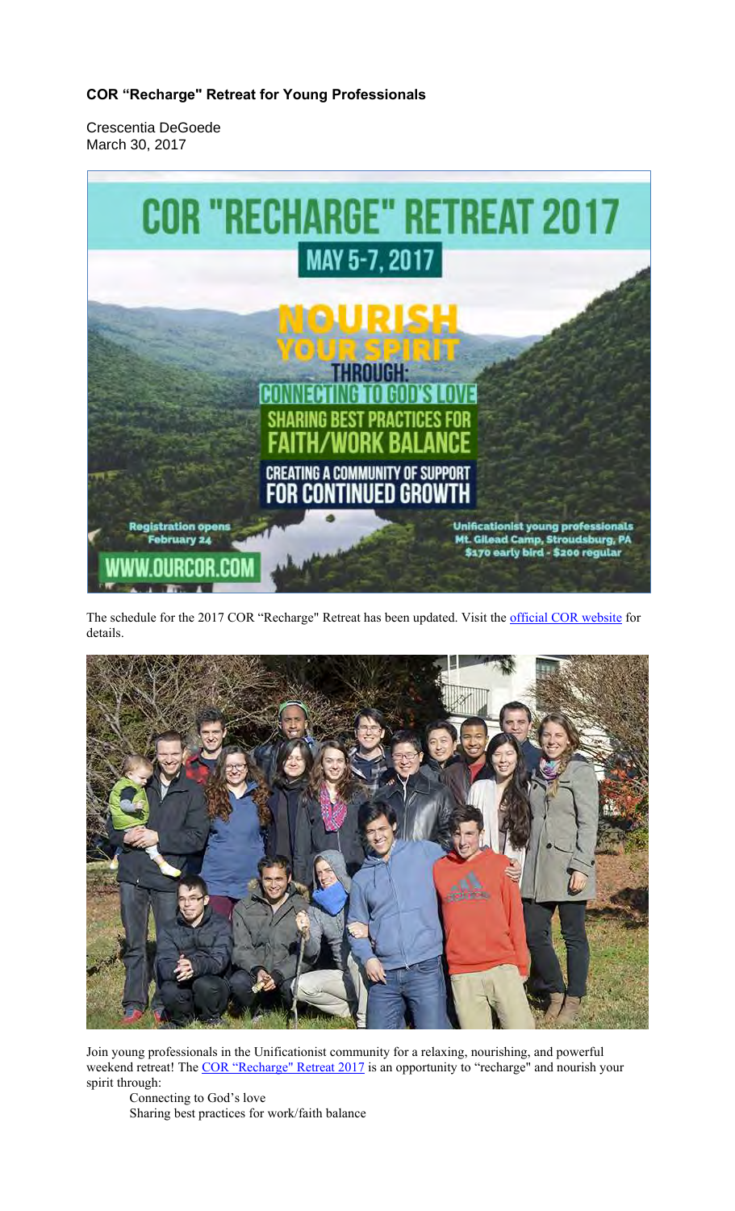**COR “Recharge" Retreat for Young Professionals**

Crescentia DeGoede
March 30, 2017

The schedule for the 2017 COR “Recharge" Retreat has been updated. Visit the official COR website for details.

Join young professionals in the Unificationist community for a relaxing, nourishing, and powerful weekend retreat! The COR “Recharge" Retreat 2017 is an opportunity to “recharge" and nourish your spirit through:

- Connecting to God’s love
- Sharing best practices for work/faith balance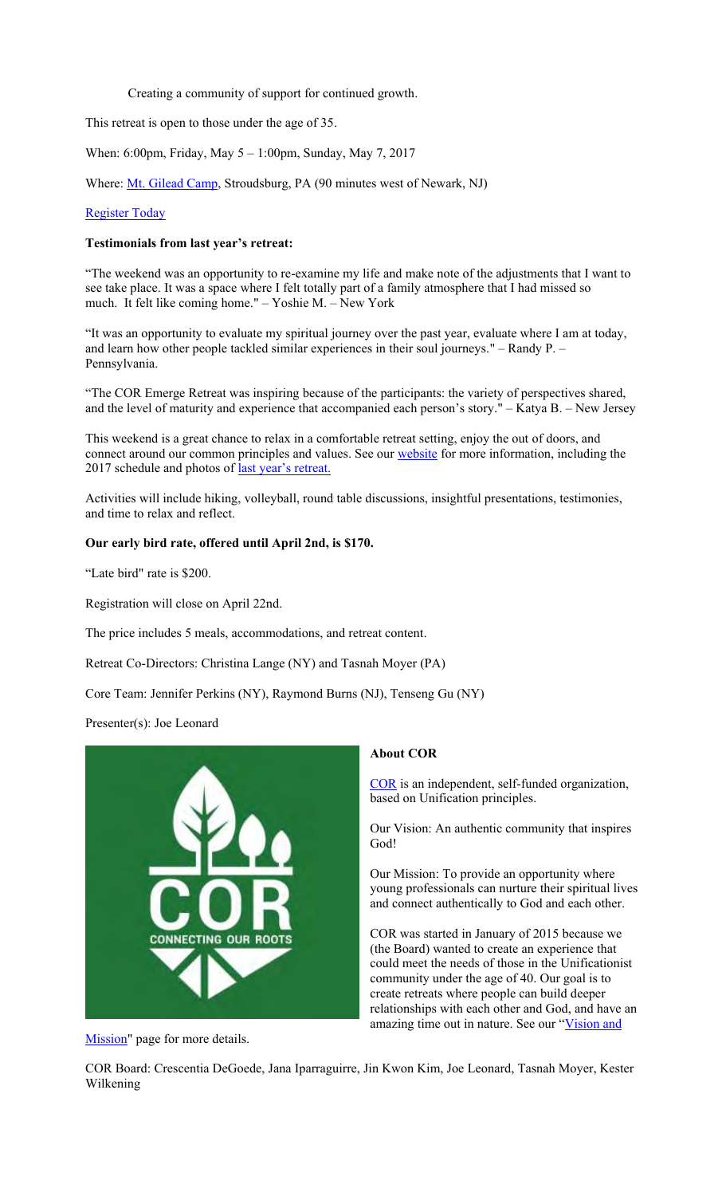Creating a community of support for continued growth.

This retreat is open to those under the age of 35.

When: 6:00pm, Friday, May 5 – 1:00pm, Sunday, May 7, 2017

Where: Mt. Gilead Camp, Stroudsburg, PA (90 minutes west of Newark, NJ)

Register Today

**Testimonials from last year's retreat:**

"The weekend was an opportunity to re-examine my life and make note of the adjustments that I want to see take place. It was a space where I felt totally part of a family atmosphere that I had missed so much. It felt like coming home." – Yoshie M. – New York

"It was an opportunity to evaluate my spiritual journey over the past year, evaluate where I am at today, and learn how other people tackled similar experiences in their soul journeys." – Randy P. – Pennsylvania.

"The COR Emerge Retreat was inspiring because of the participants: the variety of perspectives shared, and the level of maturity and experience that accompanied each person's story." – Katya B. – New Jersey

This weekend is a great chance to relax in a comfortable retreat setting, enjoy the out of doors, and connect around our common principles and values. See our website for more information, including the 2017 schedule and photos of last year's retreat.

Activities will include hiking, volleyball, round table discussions, insightful presentations, testimonies, and time to relax and reflect.

**Our early bird rate, offered until April 2nd, is $170.**

"Late bird" rate is $200.

Registration will close on April 22nd.

The price includes 5 meals, accommodations, and retreat content.

Retreat Co-Directors: Christina Lange (NY) and Tasnah Moyer (PA)

Core Team: Jennifer Perkins (NY), Raymond Burns (NJ), Tenseng Gu (NY)

Presenter(s): Joe Leonard

CONNECTING OUR ROOTS

**About COR**

COR is an independent, self-funded organization, based on Unification principles.

Our Vision: An authentic community that inspires God!

Our Mission: To provide an opportunity where young professionals can nurture their spiritual lives and connect authentically to God and each other.

COR was started in January of 2015 because we (the Board) wanted to create an experience that could meet the needs of those in the Unificationist community under the age of 40. Our goal is to create retreats where people can build deeper relationships with each other and God, and have an amazing time out in nature. See our "Vision and Mission" page for more details.

COR Board: Crescentia DeGoede, Jana Iparraguirre, Jin Kwon Kim, Joe Leonard, Tasnah Moyer, Kester Wilkening